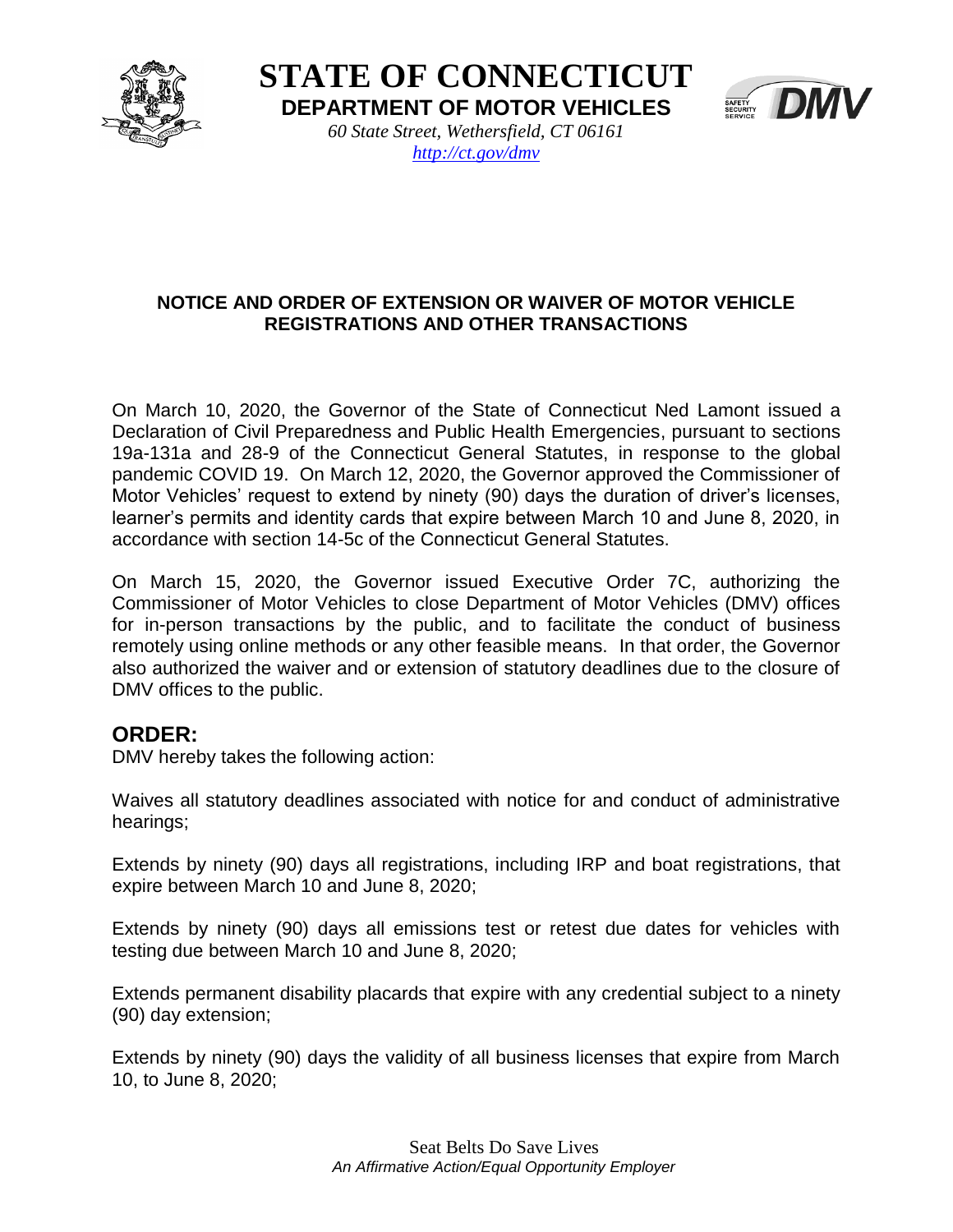# STATE OF CONNECTICUT

## DEPARTMENT OF MOTOR VEHICLES

*60 State Street, Wethersfield, CT 06161*
*http://ct.gov/dmv*

### NOTICE AND ORDER OF EXTENSION OR WAIVER OF MOTOR VEHICLE REGISTRATIONS AND OTHER TRANSACTIONS

On March 10, 2020, the Governor of the State of Connecticut Ned Lamont issued a Declaration of Civil Preparedness and Public Health Emergencies, pursuant to sections 19a-131a and 28-9 of the Connecticut General Statutes, in response to the global pandemic COVID 19. On March 12, 2020, the Governor approved the Commissioner of Motor Vehicles' request to extend by ninety (90) days the duration of driver's licenses, learner's permits and identity cards that expire between March 10 and June 8, 2020, in accordance with section 14-5c of the Connecticut General Statutes.

On March 15, 2020, the Governor issued Executive Order 7C, authorizing the Commissioner of Motor Vehicles to close Department of Motor Vehicles (DMV) offices for in-person transactions by the public, and to facilitate the conduct of business remotely using online methods or any other feasible means. In that order, the Governor also authorized the waiver and or extension of statutory deadlines due to the closure of DMV offices to the public.

## ORDER:

DMV hereby takes the following action:

Waives all statutory deadlines associated with notice for and conduct of administrative hearings;

Extends by ninety (90) days all registrations, including IRP and boat registrations, that expire between March 10 and June 8, 2020;

Extends by ninety (90) days all emissions test or retest due dates for vehicles with testing due between March 10 and June 8, 2020;

Extends permanent disability placards that expire with any credential subject to a ninety (90) day extension;

Extends by ninety (90) days the validity of all business licenses that expire from March 10, to June 8, 2020;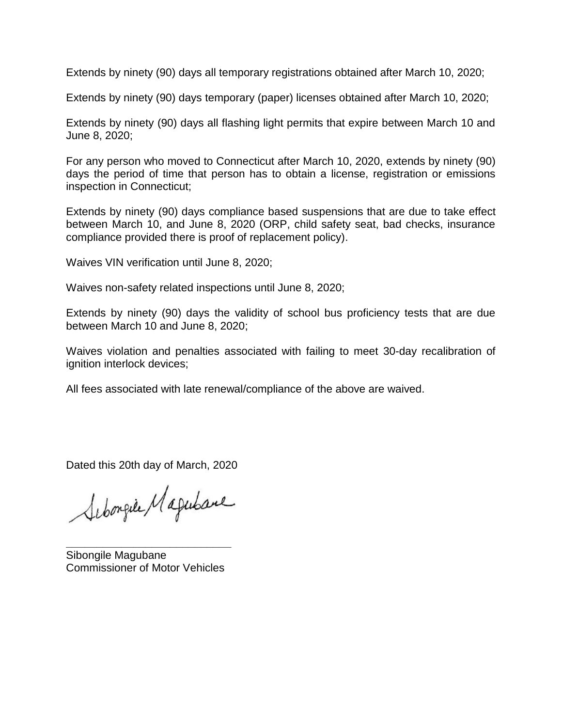Extends by ninety (90) days all temporary registrations obtained after March 10, 2020;

Extends by ninety (90) days temporary (paper) licenses obtained after March 10, 2020;

Extends by ninety (90) days all flashing light permits that expire between March 10 and June 8, 2020;

For any person who moved to Connecticut after March 10, 2020, extends by ninety (90) days the period of time that person has to obtain a license, registration or emissions inspection in Connecticut;

Extends by ninety (90) days compliance based suspensions that are due to take effect between March 10, and June 8, 2020 (ORP, child safety seat, bad checks, insurance compliance provided there is proof of replacement policy).

Waives VIN verification until June 8, 2020;

Waives non-safety related inspections until June 8, 2020;

Extends by ninety (90) days the validity of school bus proficiency tests that are due between March 10 and June 8, 2020;

Waives violation and penalties associated with failing to meet 30-day recalibration of ignition interlock devices;

All fees associated with late renewal/compliance of the above are waived.

Dated this 20th day of March, 2020

Sibongile Magubane

_____________________________

Sibongile Magubane
Commissioner of Motor Vehicles